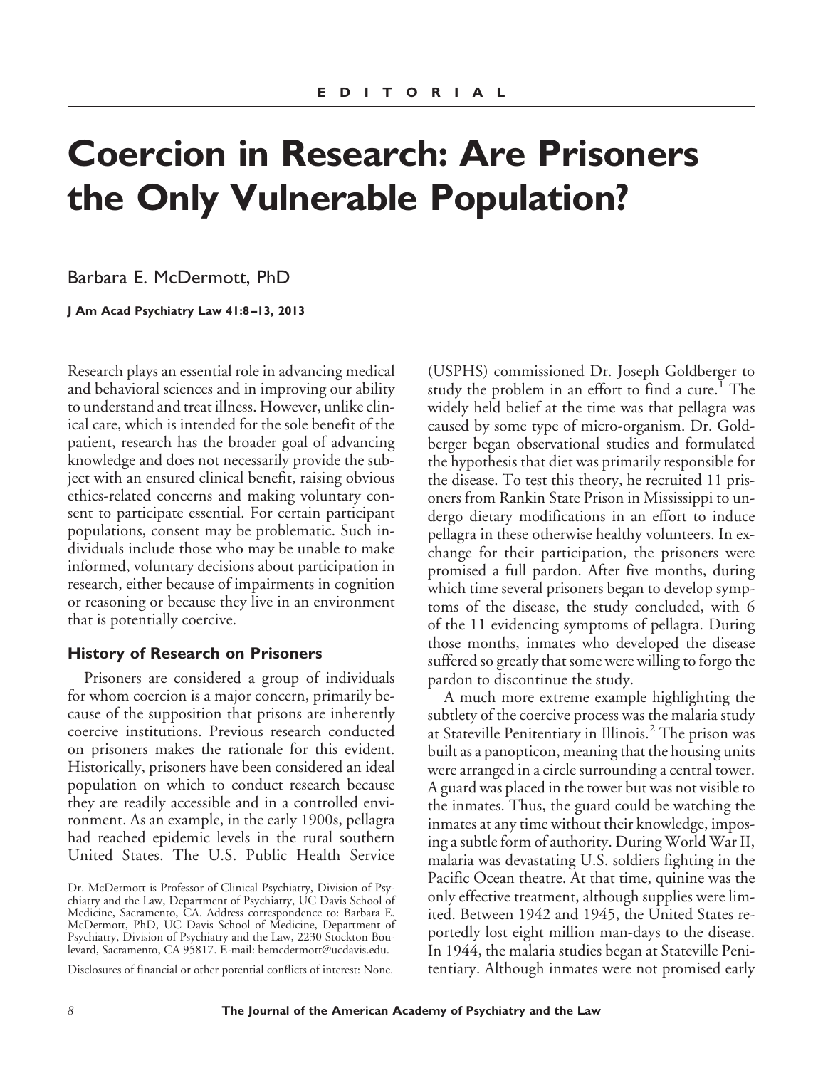EDITORIAL

# Coercion in Research: Are Prisoners the Only Vulnerable Population?

Barbara E. McDermott, PhD

Research plays an essential role in advancing medical and behavioral sciences and in improving our ability to understand and treat illness. However, unlike clinical care, which is intended for the sole benefit of the patient, research has the broader goal of advancing knowledge and does not necessarily provide the subject with an ensured clinical benefit, raising obvious ethics-related concerns and making voluntary consent to participate essential. For certain participant populations, consent may be problematic. Such individuals include those who may be unable to make informed, voluntary decisions about participation in research, either because of impairments in cognition or reasoning or because they live in an environment that is potentially coercive.

## History of Research on Prisoners

Prisoners are considered a group of individuals for whom coercion is a major concern, primarily because of the supposition that prisons are inherently coercive institutions. Previous research conducted on prisoners makes the rationale for this evident. Historically, prisoners have been considered an ideal population on which to conduct research because they are readily accessible and in a controlled environment. As an example, in the early 1900s, pellagra had reached epidemic levels in the rural southern United States. The U.S. Public Health Service (USPHS) commissioned Dr. Joseph Goldberger to study the problem in an effort to find a cure.[1] The widely held belief at the time was that pellagra was caused by some type of micro-organism. Dr. Goldberger began observational studies and formulated the hypothesis that diet was primarily responsible for the disease. To test this theory, he recruited 11 prisoners from Rankin State Prison in Mississippi to undergo dietary modifications in an effort to induce pellagra in these otherwise healthy volunteers. In exchange for their participation, the prisoners were promised a full pardon. After five months, during which time several prisoners began to develop symptoms of the disease, the study concluded, with 6 of the 11 evidencing symptoms of pellagra. During those months, inmates who developed the disease suffered so greatly that some were willing to forgo the pardon to discontinue the study.

A much more extreme example highlighting the subtlety of the coercive process was the malaria study at Stateville Penitentiary in Illinois.[2] The prison was built as a panopticon, meaning that the housing units were arranged in a circle surrounding a central tower. A guard was placed in the tower but was not visible to the inmates. Thus, the guard could be watching the inmates at any time without their knowledge, imposing a subtle form of authority. During World War II, malaria was devastating U.S. soldiers fighting in the Pacific Ocean theatre. At that time, quinine was the only effective treatment, although supplies were limited. Between 1942 and 1945, the United States reportedly lost eight million man-days to the disease. In 1944, the malaria studies began at Stateville Penitentiary. Although inmates were not promised early

Dr. McDermott is Professor of Clinical Psychiatry, Division of Psychiatry and the Law, Department of Psychiatry, UC Davis School of Medicine, Sacramento, CA. Address correspondence to: Barbara E. McDermott, PhD, UC Davis School of Medicine, Department of Psychiatry, Division of Psychiatry and the Law, 2230 Stockton Boulevard, Sacramento, CA 95817. E-mail: bemcdermott@ucdavis.edu.

Disclosures of financial or other potential conflicts of interest: None.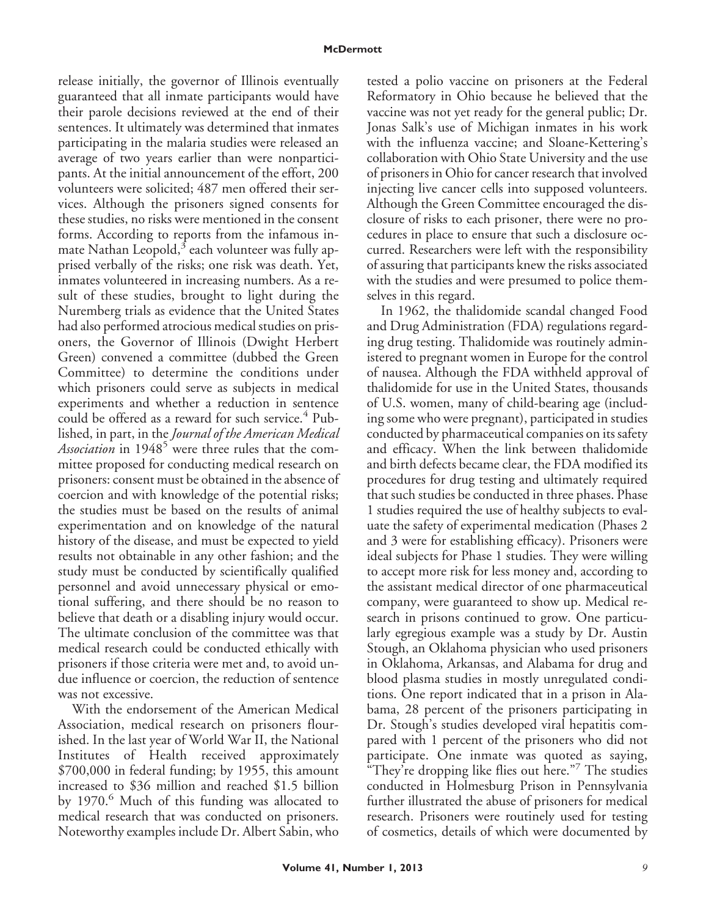release initially, the governor of Illinois eventually guaranteed that all inmate participants would have their parole decisions reviewed at the end of their sentences. It ultimately was determined that inmates participating in the malaria studies were released an average of two years earlier than were nonparticipants. At the initial announcement of the effort, 200 volunteers were solicited; 487 men offered their services. Although the prisoners signed consents for these studies, no risks were mentioned in the consent forms. According to reports from the infamous inmate Nathan Leopold,[3] each volunteer was fully apprised verbally of the risks; one risk was death. Yet, inmates volunteered in increasing numbers. As a result of these studies, brought to light during the Nuremberg trials as evidence that the United States had also performed atrocious medical studies on prisoners, the Governor of Illinois (Dwight Herbert Green) convened a committee (dubbed the Green Committee) to determine the conditions under which prisoners could serve as subjects in medical experiments and whether a reduction in sentence could be offered as a reward for such service.[4] Published, in part, in the *Journal of the American Medical Association* in 1948[5] were three rules that the committee proposed for conducting medical research on prisoners: consent must be obtained in the absence of coercion and with knowledge of the potential risks; the studies must be based on the results of animal experimentation and on knowledge of the natural history of the disease, and must be expected to yield results not obtainable in any other fashion; and the study must be conducted by scientifically qualified personnel and avoid unnecessary physical or emotional suffering, and there should be no reason to believe that death or a disabling injury would occur. The ultimate conclusion of the committee was that medical research could be conducted ethically with prisoners if those criteria were met and, to avoid undue influence or coercion, the reduction of sentence was not excessive.

With the endorsement of the American Medical Association, medical research on prisoners flourished. In the last year of World War II, the National Institutes of Health received approximately $700,000 in federal funding; by 1955, this amount increased to $36 million and reached $1.5 billion by 1970.[6] Much of this funding was allocated to medical research that was conducted on prisoners. Noteworthy examples include Dr. Albert Sabin, who tested a polio vaccine on prisoners at the Federal Reformatory in Ohio because he believed that the vaccine was not yet ready for the general public; Dr. Jonas Salk's use of Michigan inmates in his work with the influenza vaccine; and Sloane-Kettering's collaboration with Ohio State University and the use of prisoners in Ohio for cancer research that involved injecting live cancer cells into supposed volunteers. Although the Green Committee encouraged the disclosure of risks to each prisoner, there were no procedures in place to ensure that such a disclosure occurred. Researchers were left with the responsibility of assuring that participants knew the risks associated with the studies and were presumed to police themselves in this regard.

In 1962, the thalidomide scandal changed Food and Drug Administration (FDA) regulations regarding drug testing. Thalidomide was routinely administered to pregnant women in Europe for the control of nausea. Although the FDA withheld approval of thalidomide for use in the United States, thousands of U.S. women, many of child-bearing age (including some who were pregnant), participated in studies conducted by pharmaceutical companies on its safety and efficacy. When the link between thalidomide and birth defects became clear, the FDA modified its procedures for drug testing and ultimately required that such studies be conducted in three phases. Phase 1 studies required the use of healthy subjects to evaluate the safety of experimental medication (Phases 2 and 3 were for establishing efficacy). Prisoners were ideal subjects for Phase 1 studies. They were willing to accept more risk for less money and, according to the assistant medical director of one pharmaceutical company, were guaranteed to show up. Medical research in prisons continued to grow. One particularly egregious example was a study by Dr. Austin Stough, an Oklahoma physician who used prisoners in Oklahoma, Arkansas, and Alabama for drug and blood plasma studies in mostly unregulated conditions. One report indicated that in a prison in Alabama, 28 percent of the prisoners participating in Dr. Stough's studies developed viral hepatitis compared with 1 percent of the prisoners who did not participate. One inmate was quoted as saying, "They're dropping like flies out here."[7] The studies conducted in Holmesburg Prison in Pennsylvania further illustrated the abuse of prisoners for medical research. Prisoners were routinely used for testing of cosmetics, details of which were documented by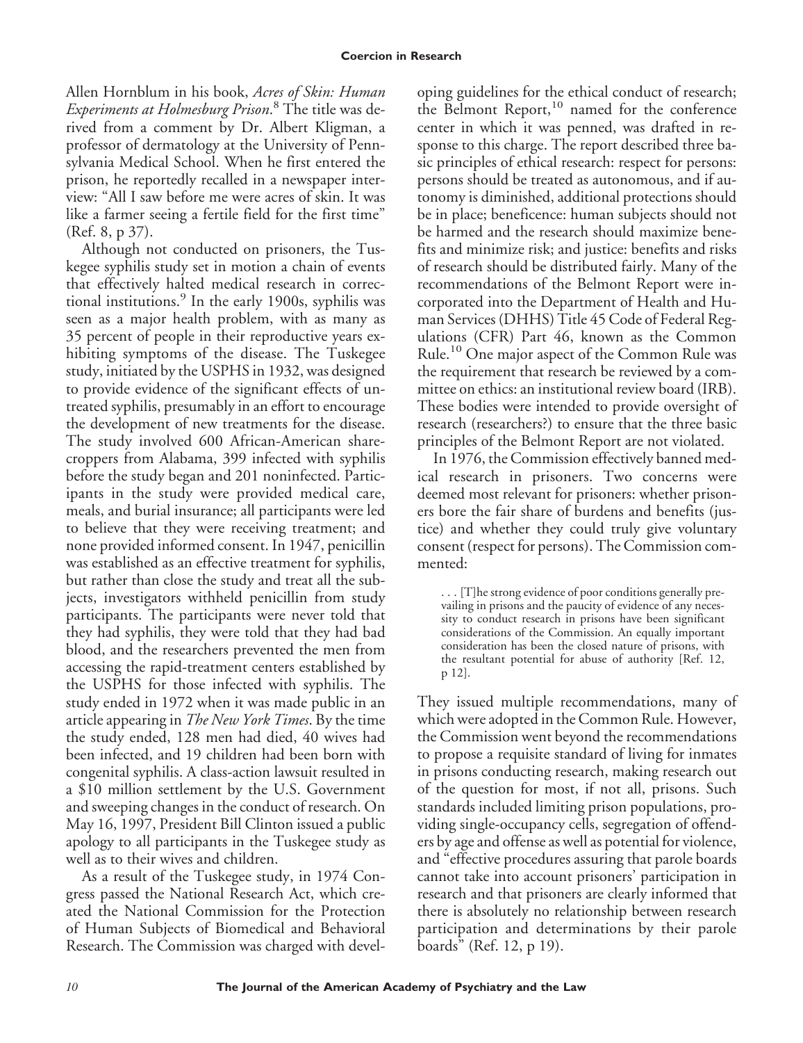Allen Hornblum in his book, *Acres of Skin: Human Experiments at Holmesburg Prison*.[8] The title was derived from a comment by Dr. Albert Kligman, a professor of dermatology at the University of Pennsylvania Medical School. When he first entered the prison, he reportedly recalled in a newspaper interview: "All I saw before me were acres of skin. It was like a farmer seeing a fertile field for the first time" (Ref. 8, p 37).

Although not conducted on prisoners, the Tuskegee syphilis study set in motion a chain of events that effectively halted medical research in correctional institutions.[9] In the early 1900s, syphilis was seen as a major health problem, with as many as 35 percent of people in their reproductive years exhibiting symptoms of the disease. The Tuskegee study, initiated by the USPHS in 1932, was designed to provide evidence of the significant effects of untreated syphilis, presumably in an effort to encourage the development of new treatments for the disease. The study involved 600 African-American sharecroppers from Alabama, 399 infected with syphilis before the study began and 201 noninfected. Participants in the study were provided medical care, meals, and burial insurance; all participants were led to believe that they were receiving treatment; and none provided informed consent. In 1947, penicillin was established as an effective treatment for syphilis, but rather than close the study and treat all the subjects, investigators withheld penicillin from study participants. The participants were never told that they had syphilis, they were told that they had bad blood, and the researchers prevented the men from accessing the rapid-treatment centers established by the USPHS for those infected with syphilis. The study ended in 1972 when it was made public in an article appearing in *The New York Times*. By the time the study ended, 128 men had died, 40 wives had been infected, and 19 children had been born with congenital syphilis. A class-action lawsuit resulted in a $10 million settlement by the U.S. Government and sweeping changes in the conduct of research. On May 16, 1997, President Bill Clinton issued a public apology to all participants in the Tuskegee study as well as to their wives and children.

As a result of the Tuskegee study, in 1974 Congress passed the National Research Act, which created the National Commission for the Protection of Human Subjects of Biomedical and Behavioral Research. The Commission was charged with developing guidelines for the ethical conduct of research; the Belmont Report,[10] named for the conference center in which it was penned, was drafted in response to this charge. The report described three basic principles of ethical research: respect for persons: persons should be treated as autonomous, and if autonomy is diminished, additional protections should be in place; beneficence: human subjects should not be harmed and the research should maximize benefits and minimize risk; and justice: benefits and risks of research should be distributed fairly. Many of the recommendations of the Belmont Report were incorporated into the Department of Health and Human Services (DHHS) Title 45 Code of Federal Regulations (CFR) Part 46, known as the Common Rule.[10] One major aspect of the Common Rule was the requirement that research be reviewed by a committee on ethics: an institutional review board (IRB). These bodies were intended to provide oversight of research (researchers?) to ensure that the three basic principles of the Belmont Report are not violated.

In 1976, the Commission effectively banned medical research in prisoners. Two concerns were deemed most relevant for prisoners: whether prisoners bore the fair share of burdens and benefits (justice) and whether they could truly give voluntary consent (respect for persons). The Commission commented:

> . . . [T]he strong evidence of poor conditions generally prevailing in prisons and the paucity of evidence of any necessity to conduct research in prisons have been significant considerations of the Commission. An equally important consideration has been the closed nature of prisons, with the resultant potential for abuse of authority [Ref. 12, p 12].

They issued multiple recommendations, many of which were adopted in the Common Rule. However, the Commission went beyond the recommendations to propose a requisite standard of living for inmates in prisons conducting research, making research out of the question for most, if not all, prisons. Such standards included limiting prison populations, providing single-occupancy cells, segregation of offenders by age and offense as well as potential for violence, and "effective procedures assuring that parole boards cannot take into account prisoners' participation in research and that prisoners are clearly informed that there is absolutely no relationship between research participation and determinations by their parole boards" (Ref. 12, p 19).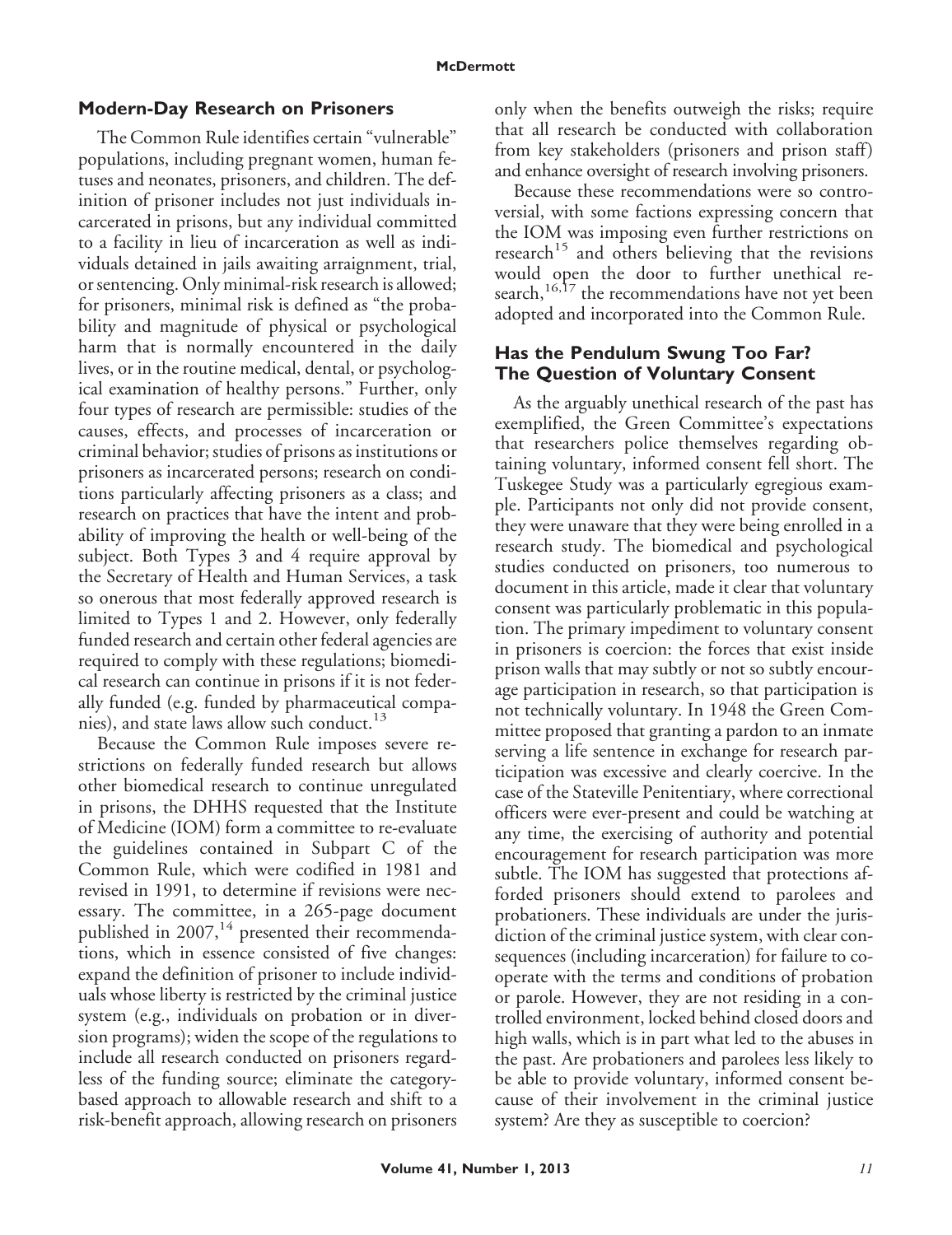## Modern-Day Research on Prisoners

The Common Rule identifies certain "vulnerable" populations, including pregnant women, human fetuses and neonates, prisoners, and children. The definition of prisoner includes not just individuals incarcerated in prisons, but any individual committed to a facility in lieu of incarceration as well as individuals detained in jails awaiting arraignment, trial, or sentencing. Only minimal-risk research is allowed; for prisoners, minimal risk is defined as "the probability and magnitude of physical or psychological harm that is normally encountered in the daily lives, or in the routine medical, dental, or psychological examination of healthy persons." Further, only four types of research are permissible: studies of the causes, effects, and processes of incarceration or criminal behavior; studies of prisons as institutions or prisoners as incarcerated persons; research on conditions particularly affecting prisoners as a class; and research on practices that have the intent and probability of improving the health or well-being of the subject. Both Types 3 and 4 require approval by the Secretary of Health and Human Services, a task so onerous that most federally approved research is limited to Types 1 and 2. However, only federally funded research and certain other federal agencies are required to comply with these regulations; biomedical research can continue in prisons if it is not federally funded (e.g. funded by pharmaceutical companies), and state laws allow such conduct.[13]

Because the Common Rule imposes severe restrictions on federally funded research but allows other biomedical research to continue unregulated in prisons, the DHHS requested that the Institute of Medicine (IOM) form a committee to re-evaluate the guidelines contained in Subpart C of the Common Rule, which were codified in 1981 and revised in 1991, to determine if revisions were necessary. The committee, in a 265-page document published in 2007,[14] presented their recommendations, which in essence consisted of five changes: expand the definition of prisoner to include individuals whose liberty is restricted by the criminal justice system (e.g., individuals on probation or in diversion programs); widen the scope of the regulations to include all research conducted on prisoners regardless of the funding source; eliminate the category-based approach to allowable research and shift to a risk-benefit approach, allowing research on prisoners only when the benefits outweigh the risks; require that all research be conducted with collaboration from key stakeholders (prisoners and prison staff) and enhance oversight of research involving prisoners.

Because these recommendations were so controversial, with some factions expressing concern that the IOM was imposing even further restrictions on research[15] and others believing that the revisions would open the door to further unethical research,[16,17] the recommendations have not yet been adopted and incorporated into the Common Rule.

## Has the Pendulum Swung Too Far? The Question of Voluntary Consent

As the arguably unethical research of the past has exemplified, the Green Committee's expectations that researchers police themselves regarding obtaining voluntary, informed consent fell short. The Tuskegee Study was a particularly egregious example. Participants not only did not provide consent, they were unaware that they were being enrolled in a research study. The biomedical and psychological studies conducted on prisoners, too numerous to document in this article, made it clear that voluntary consent was particularly problematic in this population. The primary impediment to voluntary consent in prisoners is coercion: the forces that exist inside prison walls that may subtly or not so subtly encourage participation in research, so that participation is not technically voluntary. In 1948 the Green Committee proposed that granting a pardon to an inmate serving a life sentence in exchange for research participation was excessive and clearly coercive. In the case of the Stateville Penitentiary, where correctional officers were ever-present and could be watching at any time, the exercising of authority and potential encouragement for research participation was more subtle. The IOM has suggested that protections afforded prisoners should extend to parolees and probationers. These individuals are under the jurisdiction of the criminal justice system, with clear consequences (including incarceration) for failure to cooperate with the terms and conditions of probation or parole. However, they are not residing in a controlled environment, locked behind closed doors and high walls, which is in part what led to the abuses in the past. Are probationers and parolees less likely to be able to provide voluntary, informed consent because of their involvement in the criminal justice system? Are they as susceptible to coercion?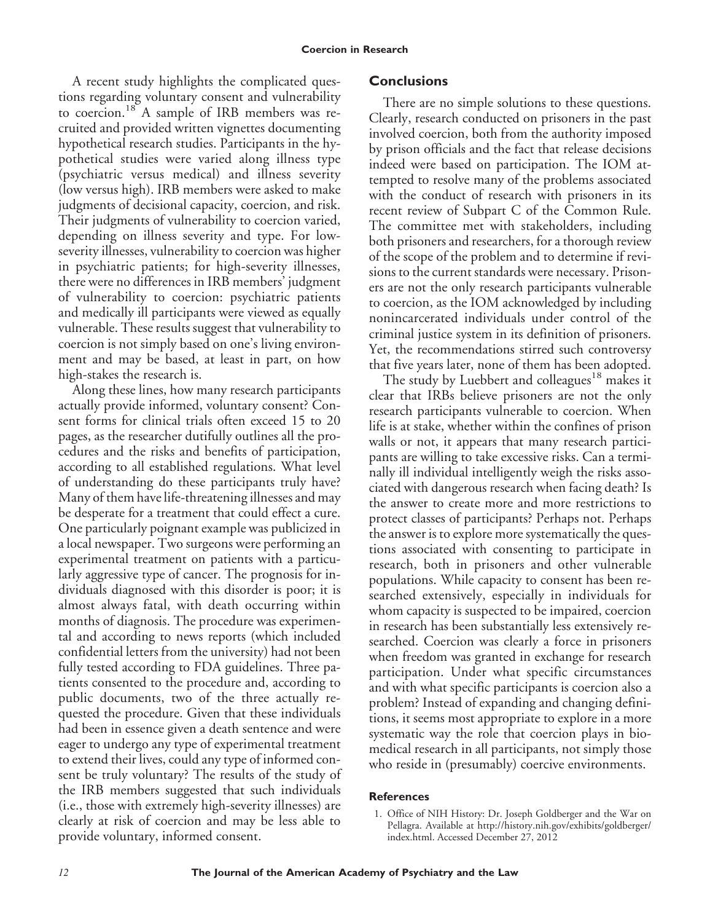A recent study highlights the complicated questions regarding voluntary consent and vulnerability to coercion.[18] A sample of IRB members was recruited and provided written vignettes documenting hypothetical research studies. Participants in the hypothetical studies were varied along illness type (psychiatric versus medical) and illness severity (low versus high). IRB members were asked to make judgments of decisional capacity, coercion, and risk. Their judgments of vulnerability to coercion varied, depending on illness severity and type. For low-severity illnesses, vulnerability to coercion was higher in psychiatric patients; for high-severity illnesses, there were no differences in IRB members' judgment of vulnerability to coercion: psychiatric patients and medically ill participants were viewed as equally vulnerable. These results suggest that vulnerability to coercion is not simply based on one's living environment and may be based, at least in part, on how high-stakes the research is.

Along these lines, how many research participants actually provide informed, voluntary consent? Consent forms for clinical trials often exceed 15 to 20 pages, as the researcher dutifully outlines all the procedures and the risks and benefits of participation, according to all established regulations. What level of understanding do these participants truly have? Many of them have life-threatening illnesses and may be desperate for a treatment that could effect a cure. One particularly poignant example was publicized in a local newspaper. Two surgeons were performing an experimental treatment on patients with a particularly aggressive type of cancer. The prognosis for individuals diagnosed with this disorder is poor; it is almost always fatal, with death occurring within months of diagnosis. The procedure was experimental and according to news reports (which included confidential letters from the university) had not been fully tested according to FDA guidelines. Three patients consented to the procedure and, according to public documents, two of the three actually requested the procedure. Given that these individuals had been in essence given a death sentence and were eager to undergo any type of experimental treatment to extend their lives, could any type of informed consent be truly voluntary? The results of the study of the IRB members suggested that such individuals (i.e., those with extremely high-severity illnesses) are clearly at risk of coercion and may be less able to provide voluntary, informed consent.

## Conclusions

There are no simple solutions to these questions. Clearly, research conducted on prisoners in the past involved coercion, both from the authority imposed by prison officials and the fact that release decisions indeed were based on participation. The IOM attempted to resolve many of the problems associated with the conduct of research with prisoners in its recent review of Subpart C of the Common Rule. The committee met with stakeholders, including both prisoners and researchers, for a thorough review of the scope of the problem and to determine if revisions to the current standards were necessary. Prisoners are not the only research participants vulnerable to coercion, as the IOM acknowledged by including nonincarcerated individuals under control of the criminal justice system in its definition of prisoners. Yet, the recommendations stirred such controversy that five years later, none of them has been adopted.

The study by Luebbert and colleagues[18] makes it clear that IRBs believe prisoners are not the only research participants vulnerable to coercion. When life is at stake, whether within the confines of prison walls or not, it appears that many research participants are willing to take excessive risks. Can a terminally ill individual intelligently weigh the risks associated with dangerous research when facing death? Is the answer to create more and more restrictions to protect classes of participants? Perhaps not. Perhaps the answer is to explore more systematically the questions associated with consenting to participate in research, both in prisoners and other vulnerable populations. While capacity to consent has been researched extensively, especially in individuals for whom capacity is suspected to be impaired, coercion in research has been substantially less extensively researched. Coercion was clearly a force in prisoners when freedom was granted in exchange for research participation. Under what specific circumstances and with what specific participants is coercion also a problem? Instead of expanding and changing definitions, it seems most appropriate to explore in a more systematic way the role that coercion plays in biomedical research in all participants, not simply those who reside in (presumably) coercive environments.

### References

1. Office of NIH History: Dr. Joseph Goldberger and the War on Pellagra. Available at http://history.nih.gov/exhibits/goldberger/index.html. Accessed December 27, 2012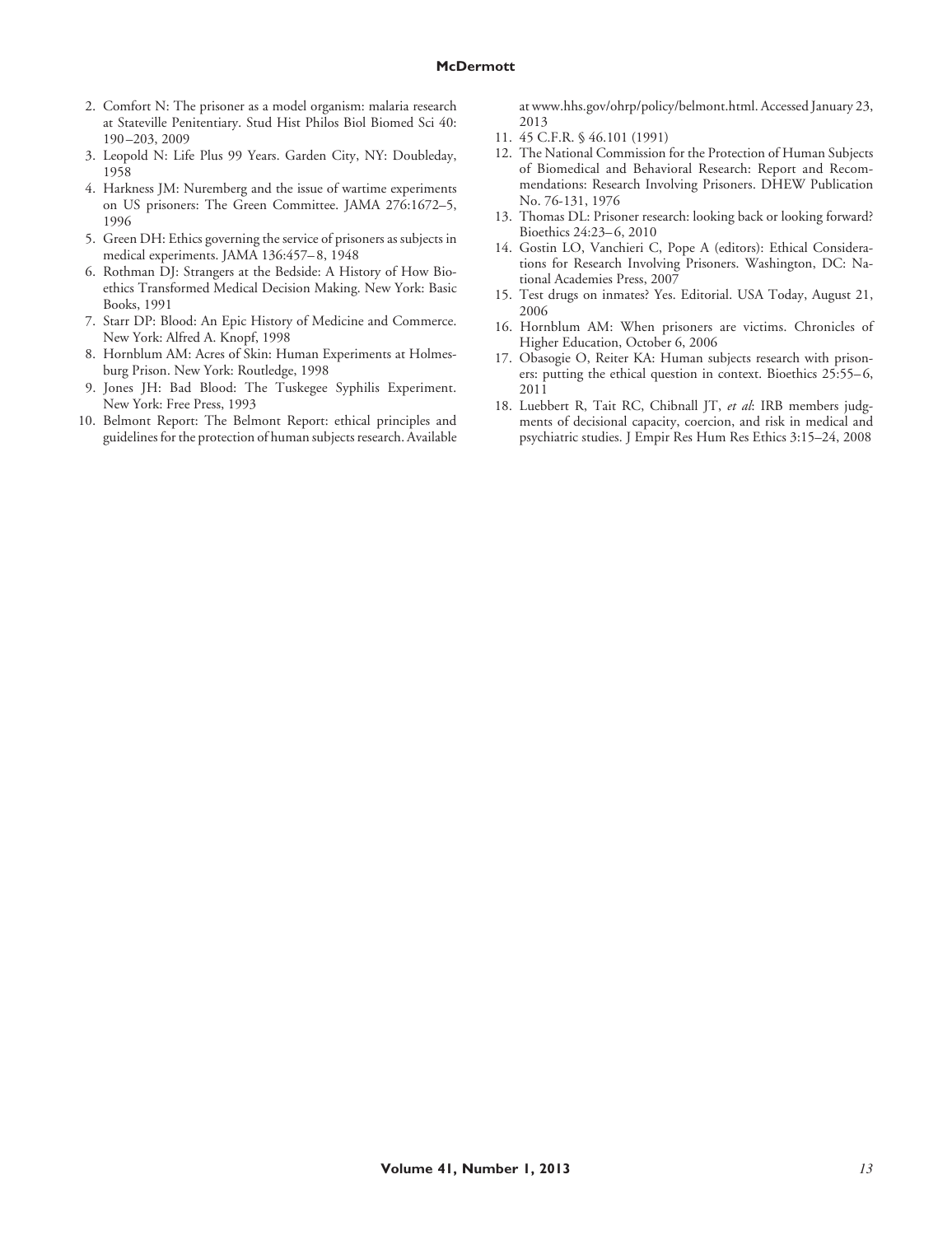2. Comfort N: The prisoner as a model organism: malaria research at Stateville Penitentiary. Stud Hist Philos Biol Biomed Sci 40: 190–203, 2009
3. Leopold N: Life Plus 99 Years. Garden City, NY: Doubleday, 1958
4. Harkness JM: Nuremberg and the issue of wartime experiments on US prisoners: The Green Committee. JAMA 276:1672–5, 1996
5. Green DH: Ethics governing the service of prisoners as subjects in medical experiments. JAMA 136:457–8, 1948
6. Rothman DJ: Strangers at the Bedside: A History of How Bioethics Transformed Medical Decision Making. New York: Basic Books, 1991
7. Starr DP: Blood: An Epic History of Medicine and Commerce. New York: Alfred A. Knopf, 1998
8. Hornblum AM: Acres of Skin: Human Experiments at Holmesburg Prison. New York: Routledge, 1998
9. Jones JH: Bad Blood: The Tuskegee Syphilis Experiment. New York: Free Press, 1993
10. Belmont Report: The Belmont Report: ethical principles and guidelines for the protection of human subjects research. Available at www.hhs.gov/ohrp/policy/belmont.html. Accessed January 23, 2013
11. 45 C.F.R. § 46.101 (1991)
12. The National Commission for the Protection of Human Subjects of Biomedical and Behavioral Research: Report and Recommendations: Research Involving Prisoners. DHEW Publication No. 76-131, 1976
13. Thomas DL: Prisoner research: looking back or looking forward? Bioethics 24:23–6, 2010
14. Gostin LO, Vanchieri C, Pope A (editors): Ethical Considerations for Research Involving Prisoners. Washington, DC: National Academies Press, 2007
15. Test drugs on inmates? Yes. Editorial. USA Today, August 21, 2006
16. Hornblum AM: When prisoners are victims. Chronicles of Higher Education, October 6, 2006
17. Obasogie O, Reiter KA: Human subjects research with prisoners: putting the ethical question in context. Bioethics 25:55–6, 2011
18. Luebbert R, Tait RC, Chibnall JT, *et al*: IRB members judgments of decisional capacity, coercion, and risk in medical and psychiatric studies. J Empir Res Hum Res Ethics 3:15–24, 2008